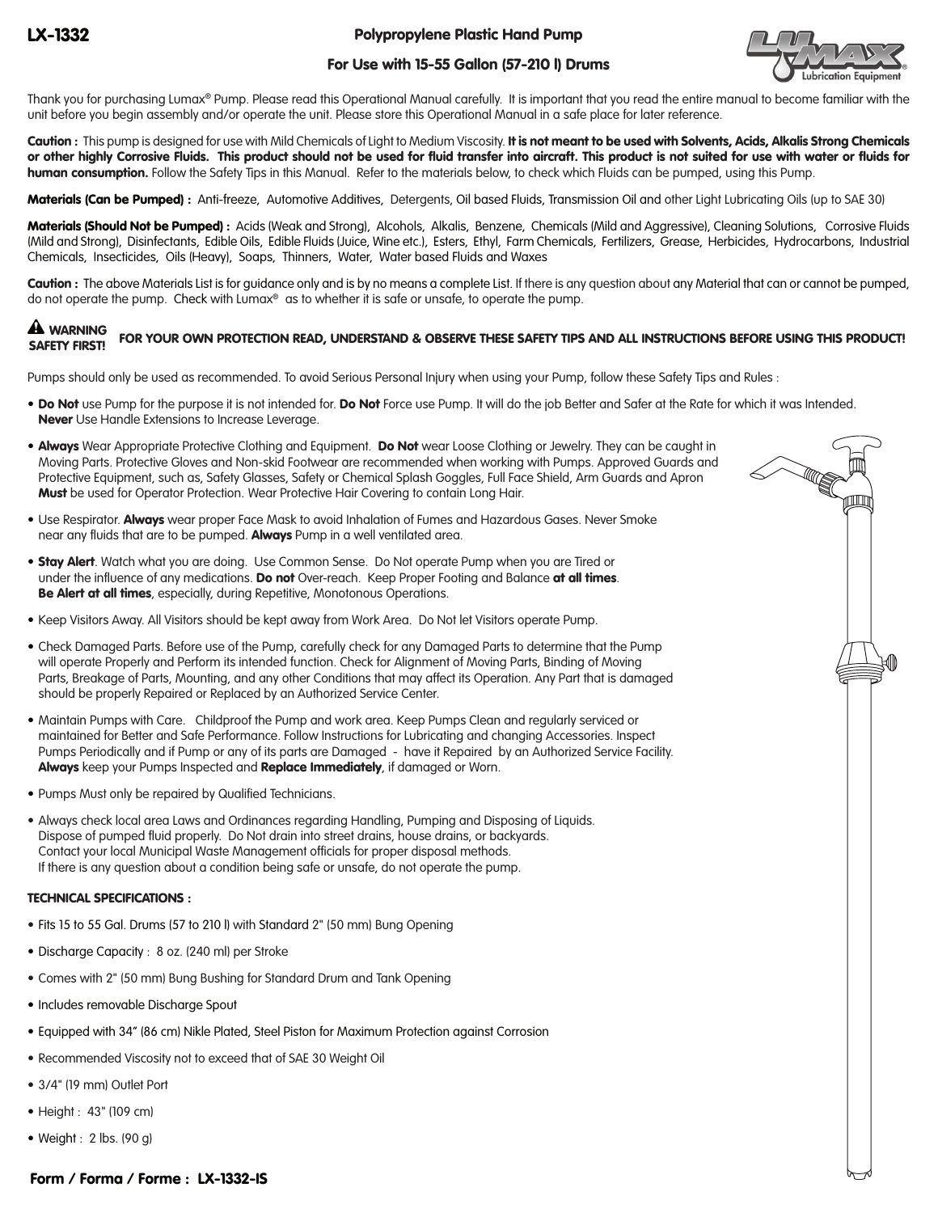# LX-1332

## Polypropylene Plastic Hand Pump

## For Use with 15-55 Gallon (57-210 l) Drums

Thank you for purchasing Lumax® Pump. Please read this Operational Manual carefully. It is important that you read the entire manual to become familiar with the unit before you begin assembly and/or operate the unit. Please store this Operational Manual in a safe place for later reference.

**Caution :** This pump is designed for use with Mild Chemicals of Light to Medium Viscosity. **It is not meant to be used with Solvents, Acids, Alkalis Strong Chemicals or other highly Corrosive Fluids. This product should not be used for fluid transfer into aircraft. This product is not suited for use with water or fluids for human consumption.** Follow the Safety Tips in this Manual. Refer to the materials below, to check which Fluids can be pumped, using this Pump.

**Materials (Can be Pumped) :** Anti-freeze, Automotive Additives, Detergents, Oil based Fluids, Transmission Oil and other Light Lubricating Oils (up to SAE 30)

**Materials (Should Not be Pumped) :** Acids (Weak and Strong), Alcohols, Alkalis, Benzene, Chemicals (Mild and Aggressive), Cleaning Solutions, Corrosive Fluids (Mild and Strong), Disinfectants, Edible Oils, Edible Fluids (Juice, Wine etc.), Esters, Ethyl, Farm Chemicals, Fertilizers, Grease, Herbicides, Hydrocarbons, Industrial Chemicals, Insecticides, Oils (Heavy), Soaps, Thinners, Water, Water based Fluids and Waxes

**Caution :** The above Materials List is for guidance only and is by no means a complete List. If there is any question about any Material that can or cannot be pumped, do not operate the pump. Check with Lumax® as to whether it is safe or unsafe, to operate the pump.

**⚠ WARNING SAFETY FIRST!** **FOR YOUR OWN PROTECTION READ, UNDERSTAND & OBSERVE THESE SAFETY TIPS AND ALL INSTRUCTIONS BEFORE USING THIS PRODUCT!**

Pumps should only be used as recommended. To avoid Serious Personal Injury when using your Pump, follow these Safety Tips and Rules :

- **Do Not** use Pump for the purpose it is not intended for. **Do Not** Force use Pump. It will do the job Better and Safer at the Rate for which it was Intended. **Never** Use Handle Extensions to Increase Leverage.
- **Always** Wear Appropriate Protective Clothing and Equipment. **Do Not** wear Loose Clothing or Jewelry. They can be caught in Moving Parts. Protective Gloves and Non-skid Footwear are recommended when working with Pumps. Approved Guards and Protective Equipment, such as, Safety Glasses, Safety or Chemical Splash Goggles, Full Face Shield, Arm Guards and Apron **Must** be used for Operator Protection. Wear Protective Hair Covering to contain Long Hair.
- Use Respirator. **Always** wear proper Face Mask to avoid Inhalation of Fumes and Hazardous Gases. Never Smoke near any fluids that are to be pumped. **Always** Pump in a well ventilated area.
- **Stay Alert**. Watch what you are doing. Use Common Sense. Do Not operate Pump when you are Tired or under the influence of any medications. **Do not** Over-reach. Keep Proper Footing and Balance **at all times**. **Be Alert at all times**, especially, during Repetitive, Monotonous Operations.
- Keep Visitors Away. All Visitors should be kept away from Work Area. Do Not let Visitors operate Pump.
- Check Damaged Parts. Before use of the Pump, carefully check for any Damaged Parts to determine that the Pump will operate Properly and Perform its intended function. Check for Alignment of Moving Parts, Binding of Moving Parts, Breakage of Parts, Mounting, and any other Conditions that may affect its Operation. Any Part that is damaged should be properly Repaired or Replaced by an Authorized Service Center.
- Maintain Pumps with Care. Childproof the Pump and work area. Keep Pumps Clean and regularly serviced or maintained for Better and Safe Performance. Follow Instructions for Lubricating and changing Accessories. Inspect Pumps Periodically and if Pump or any of its parts are Damaged - have it Repaired by an Authorized Service Facility. **Always** keep your Pumps Inspected and **Replace Immediately**, if damaged or Worn.
- Pumps Must only be repaired by Qualified Technicians.
- Always check local area Laws and Ordinances regarding Handling, Pumping and Disposing of Liquids. Dispose of pumped fluid properly. Do Not drain into street drains, house drains, or backyards. Contact your local Municipal Waste Management officials for proper disposal methods. If there is any question about a condition being safe or unsafe, do not operate the pump.

### TECHNICAL SPECIFICATIONS :

- Fits 15 to 55 Gal. Drums (57 to 210 l) with Standard 2" (50 mm) Bung Opening
- Discharge Capacity : 8 oz. (240 ml) per Stroke
- Comes with 2" (50 mm) Bung Bushing for Standard Drum and Tank Opening
- Includes removable Discharge Spout
- Equipped with 34" (86 cm) Nikle Plated, Steel Piston for Maximum Protection against Corrosion
- Recommended Viscosity not to exceed that of SAE 30 Weight Oil
- 3/4" (19 mm) Outlet Port
- Height : 43" (109 cm)
- Weight : 2 lbs. (90 g)

**Form / Forma / Forme : LX-1332-IS**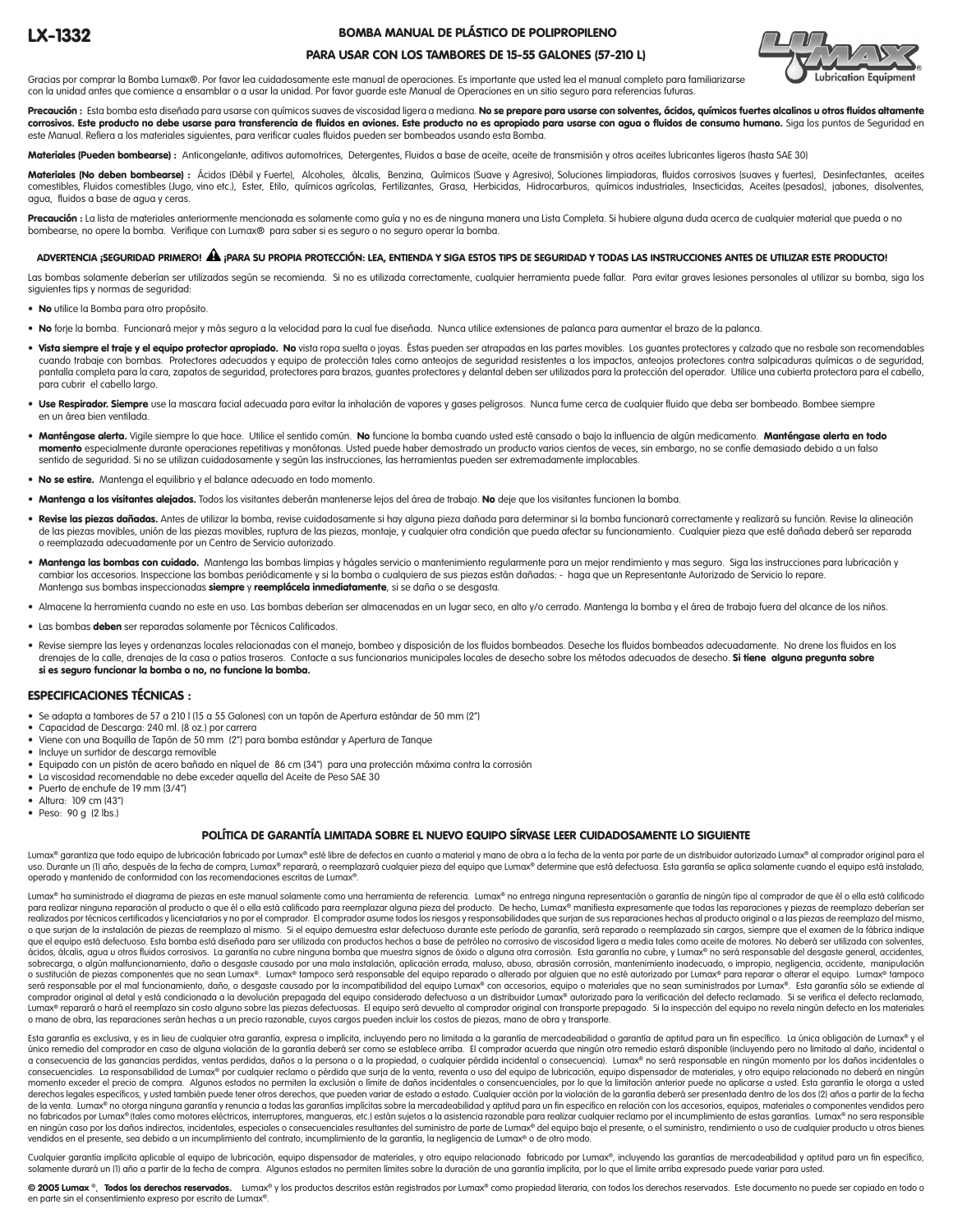# LX-1332

## BOMBA MANUAL DE PLÁSTICO DE POLIPROPILENO

## PARA USAR CON LOS TAMBORES DE 15-55 GALONES (57-210 L)

Gracias por comprar la Bomba Lumax®. Por favor lea cuidadosamente este manual de operaciones. Es importante que usted lea el manual completo para familiarizarse con la unidad antes que comience a ensamblar o a usar la unidad. Por favor guarde este Manual de Operaciones en un sitio seguro para referencias futuras.

**Precaución :** Esta bomba esta diseñada para usarse con químicos suaves de viscosidad ligera a mediana. **No se prepare para usarse con solventes, ácidos, químicos fuertes alcalinos u otros fluidos altamente corrosivos. Este producto no debe usarse para transferencia de fluidos en aviones. Este producto no es apropiado para usarse con agua o fluidos de consumo humano.** Siga los puntos de Seguridad en este Manual. Refiera a los materiales siguientes, para verificar cuales fluidos pueden ser bombeados usando esta Bomba.

**Materiales (Pueden bombearse) :** Anticongelante, aditivos automotrices, Detergentes, Fluidos a base de aceite, aceite de transmisión y otros aceites lubricantes ligeros (hasta SAE 30)

**Materiales (No deben bombearse) :** Ácidos (Débil y Fuerte), Alcoholes, álcalis, Benzina, Químicos (Suave y Agresivo), Soluciones limpiadoras, fluidos corrosivos (suaves y fuertes), Desinfectantes, aceites comestibles, Fluidos comestibles (Jugo, vino etc.), Ester, Etilo, químicos agrícolas, Fertilizantes, Grasa, Herbicidas, Hidrocarburos, químicos industriales, Insecticidas, Aceites (pesados), jabones, disolventes, agua, fluidos a base de agua y ceras.

**Precaución :** La lista de materiales anteriormente mencionada es solamente como guía y no es de ninguna manera una Lista Completa. Si hubiere alguna duda acerca de cualquier material que pueda o no bombearse, no opere la bomba. Verifique con Lumax® para saber si es seguro o no seguro operar la bomba.

**ADVERTENCIA ¡SEGURIDAD PRIMERO! ⚠ ¡PARA SU PROPIA PROTECCIÓN: LEA, ENTIENDA Y SIGA ESTOS TIPS DE SEGURIDAD Y TODAS LAS INSTRUCCIONES ANTES DE UTILIZAR ESTE PRODUCTO!**

Las bombas solamente deberían ser utilizadas según se recomienda. Si no es utilizada correctamente, cualquier herramienta puede fallar. Para evitar graves lesiones personales al utilizar su bomba, siga los siguientes tips y normas de seguridad:

- **No** utilice la Bomba para otro propósito.
- **No** forje la bomba. Funcionará mejor y más seguro a la velocidad para la cual fue diseñada. Nunca utilice extensiones de palanca para aumentar el brazo de la palanca.
- **Vista siempre el traje y el equipo protector apropiado. No** vista ropa suelta o joyas. Éstas pueden ser atrapadas en las partes movibles. Los guantes protectores y calzado que no resbale son recomendables cuando trabaje con bombas. Protectores adecuados y equipo de protección tales como anteojos de seguridad resistentes a los impactos, anteojos protectores contra salpicaduras químicas o de seguridad, pantalla completa para la cara, zapatos de seguridad, protectores para brazos, guantes protectores y delantal deben ser utilizados para la protección del operador. Utilice una cubierta protectora para el cabello, para cubrir el cabello largo.
- **Use Respirador. Siempre** use la mascara facial adecuada para evitar la inhalación de vapores y gases peligrosos. Nunca fume cerca de cualquier fluido que deba ser bombeado. Bombee siempre en un área bien ventilada.
- **Manténgase alerta.** Vigile siempre lo que hace. Utilice el sentido común. **No** funcione la bomba cuando usted esté cansado o bajo la influencia de algún medicamento. **Manténgase alerta en todo momento** especialmente durante operaciones repetitivas y monótonas. Usted puede haber demostrado un producto varios cientos de veces, sin embargo, no se confíe demasiado debido a un falso sentido de seguridad. Si no se utilizan cuidadosamente y según las instrucciones, las herramientas pueden ser extremadamente implacables.
- **No se estire.** Mantenga el equilibrio y el balance adecuado en todo momento.
- **Mantenga a los visitantes alejados.** Todos los visitantes deberán mantenerse lejos del área de trabajo. **No** deje que los visitantes funcionen la bomba.
- **Revise las piezas dañadas.** Antes de utilizar la bomba, revise cuidadosamente si hay alguna pieza dañada para determinar si la bomba funcionará correctamente y realizará su función. Revise la alineación de las piezas movibles, unión de las piezas movibles, ruptura de las piezas, montaje, y cualquier otra condición que pueda afectar su funcionamiento. Cualquier pieza que esté dañada deberá ser reparada o reemplazada adecuadamente por un Centro de Servicio autorizado.
- **Mantenga las bombas con cuidado.** Mantenga las bombas limpias y hágales servicio o mantenimiento regularmente para un mejor rendimiento y mas seguro. Siga las instrucciones para lubricación y cambiar los accesorios. Inspeccione las bombas periódicamente y si la bomba o cualquiera de sus piezas están dañadas: - haga que un Representante Autorizado de Servicio lo repare.
  Mantenga sus bombas inspeccionadas **siempre** y **reemplácela inmediatamente**, si se daña o se desgasta.
- Almacene la herramienta cuando no este en uso. Las bombas deberían ser almacenadas en un lugar seco, en alto y/o cerrado. Mantenga la bomba y el área de trabajo fuera del alcance de los niños.
- Las bombas **deben** ser reparadas solamente por Técnicos Calificados.
- Revise siempre las leyes y ordenanzas locales relacionadas con el manejo, bombeo y disposición de los fluidos bombeados. Deseche los fluidos bombeados adecuadamente. No drene los fluidos en los drenajes de la calle, drenajes de la casa o patios traseros. Contacte a sus funcionarios municipales locales de desecho sobre los métodos adecuados de desecho. **Si tiene alguna pregunta sobre si es seguro funcionar la bomba o no, no funcione la bomba.**

## ESPECIFICACIONES TÉCNICAS :

- Se adapta a tambores de 57 a 210 l (15 a 55 Galones) con un tapón de Apertura estándar de 50 mm (2")
- Capacidad de Descarga: 240 ml. (8 oz.) por carrera
- Viene con una Boquilla de Tapón de 50 mm (2") para bomba estándar y Apertura de Tanque
- Incluye un surtidor de descarga removible
- Equipado con un pistón de acero bañado en níquel de 86 cm (34") para una protección máxima contra la corrosión
- La viscosidad recomendable no debe exceder aquella del Aceite de Peso SAE 30
- Puerto de enchufe de 19 mm (3/4")
- Altura: 109 cm (43")
- Peso: 90 g (2 lbs.)

## POLÍTICA DE GARANTÍA LIMITADA SOBRE EL NUEVO EQUIPO SÍRVASE LEER CUIDADOSAMENTE LO SIGUIENTE

Lumax® garantiza que todo equipo de lubricación fabricado por Lumax® esté libre de defectos en cuanto a material y mano de obra a la fecha de la venta por parte de un distribuidor autorizado Lumax® al comprador original para el uso. Durante un (1) año, después de la fecha de compra, Lumax® reparará, o reemplazará cualquier pieza del equipo que Lumax® determine que está defectuosa. Esta garantía se aplica solamente cuando el equipo está instalado, operado y mantenido de conformidad con las recomendaciones escritas de Lumax®.

Lumax® ha suministrado el diagrama de piezas en este manual solamente como una herramienta de referencia. Lumax® no entrega ninguna representación o garantía de ningún tipo al comprador de que él o ella está calificado para realizar ninguna reparación al producto o que él o ella está calificado para reemplazar alguna pieza del producto. De hecho, Lumax® manifiesta expresamente que todas las reparaciones y piezas de reemplazo deberían ser realizados por técnicos certificados y licenciatarios y no por el comprador. El comprador asume todos los riesgos y responsabilidades que surjan de sus reparaciones hechas al producto original o a las piezas de reemplazo del mismo, o que surjan de la instalación de piezas de reemplazo al mismo. Si el equipo demuestra estar defectuoso durante este período de garantía, será reparado o reemplazado sin cargos, siempre que el examen de la fábrica indique que el equipo está defectuoso. Esta bomba está diseñada para ser utilizada con productos hechos a base de petróleo no corrosivo de viscosidad ligera a media tales como aceite de motores. No deberá ser utilizada con solventes, ácidos, álcalis, agua u otros fluidos corrosivos. La garantía no cubre ninguna bomba que muestra signos de óxido o alguna otra corrosión. Esta garantía no cubre, y Lumax® no será responsable del desgaste general, accidentes, sobrecarga, o algún malfuncionamiento, daño o desgaste causado por una mala instalación, aplicación errada, maluso, abuso, abrasión corrosión, mantenimiento inadecuado, o impropio, negligencia, accidente, manipulación o sustitución de piezas componentes que no sean Lumax®. Lumax® tampoco será responsable del equipo reparado o alterado por alguien que no esté autorizado por Lumax® para reparar o alterar el equipo. Lumax® tampoco será responsable por el mal funcionamiento, daño, o desgaste causado por la incompatibilidad del equipo Lumax® con accesorios, equipo o materiales que no sean suministrados por Lumax®. Esta garantía sólo se extiende al comprador original al detal y está condicionada a la devolución prepagada del equipo considerado defectuoso a un distribuidor Lumax® autorizado para la verificación del defecto reclamado. Si se verifica el defecto reclamado, Lumax® reparará o hará el reemplazo sin costo alguno sobre las piezas defectuosas. El equipo será devuelto al comprador original con transporte prepagado. Si la inspección del equipo no revela ningún defecto en los materiales o mano de obra, las reparaciones serán hechas a un precio razonable, cuyos cargos pueden incluir los costos de piezas, mano de obra y transporte.

Esta garantía es exclusiva, y es in lieu de cualquier otra garantía, expresa o implícita, incluyendo pero no limitada a la garantía de mercadeabilidad o garantía de aptitud para un fin específico. La única obligación de Lumax® y el único remedio del comprador en caso de alguna violación de la garantía deberá ser como se establece arriba. El comprador acuerda que ningún otro remedio estará disponible (incluyendo pero no limitado al daño, incidental o a consecuencia de las ganancias perdidas, ventas perdidas, daños a la persona o a la propiedad, o cualquier pérdida incidental o consecuencia). Lumax® no será responsable en ningún momento por los daños incidentales o consecuenciales. La responsabilidad de Lumax® por cualquier reclamo o pérdida que surja de la venta, reventa o uso del equipo de lubricación, equipo dispensador de materiales, y otro equipo relacionado no deberá en ningún momento exceder el precio de compra. Algunos estados no permiten la exclusión o límite de daños incidentales o consecuenciales, por lo que la limitación anterior puede no aplicarse a usted. Esta garantía le otorga a usted derechos legales específicos, y usted también puede tener otros derechos, que pueden variar de estado a estado. Cualquier acción por la violación de la garantía deberá ser presentada dentro de los dos (2) años a partir de la fecha de la venta. Lumax® no otorga ninguna garantía y renuncia a todas las garantías implícitas sobre la mercadeabilidad y aptitud para un fin específico en relación con los accesorios, equipos, materiales o componentes vendidos pero no fabricados por Lumax® (tales como motores eléctricos, interruptores, mangueras, etc.) están sujetos a la asistencia razonable para realizar cualquier reclamo por el incumplimiento de estas garantías. Lumax® no sera responsible en ningún caso por los daños indirectos, incidentales, especiales o consecuenciales resultantes del suministro de parte de Lumax® del equipo bajo el presente, o el suministro, rendimiento o uso de cualquier producto u otros bienes vendidos en el presente, sea debido a un incumplimiento del contrato, incumplimiento de la garantía, la negligencia de Lumax® o de otro modo.

Cualquier garantía implícita aplicable al equipo de lubricación, equipo dispensador de materiales, y otro equipo relacionado fabricado por Lumax®, incluyendo las garantías de mercadeabilidad y aptitud para un fin específico, solamente durará un (1) año a partir de la fecha de compra. Algunos estados no permiten límites sobre la duración de una garantía implícita, por lo que el límite arriba expresado puede variar para usted.

**© 2005 Lumax ®, Todos los derechos reservados.** Lumax® y los productos descritos están registrados por Lumax® como propiedad literaria, con todos los derechos reservados. Este documento no puede ser copiado en todo o en parte sin el consentimiento expreso por escrito de Lumax®.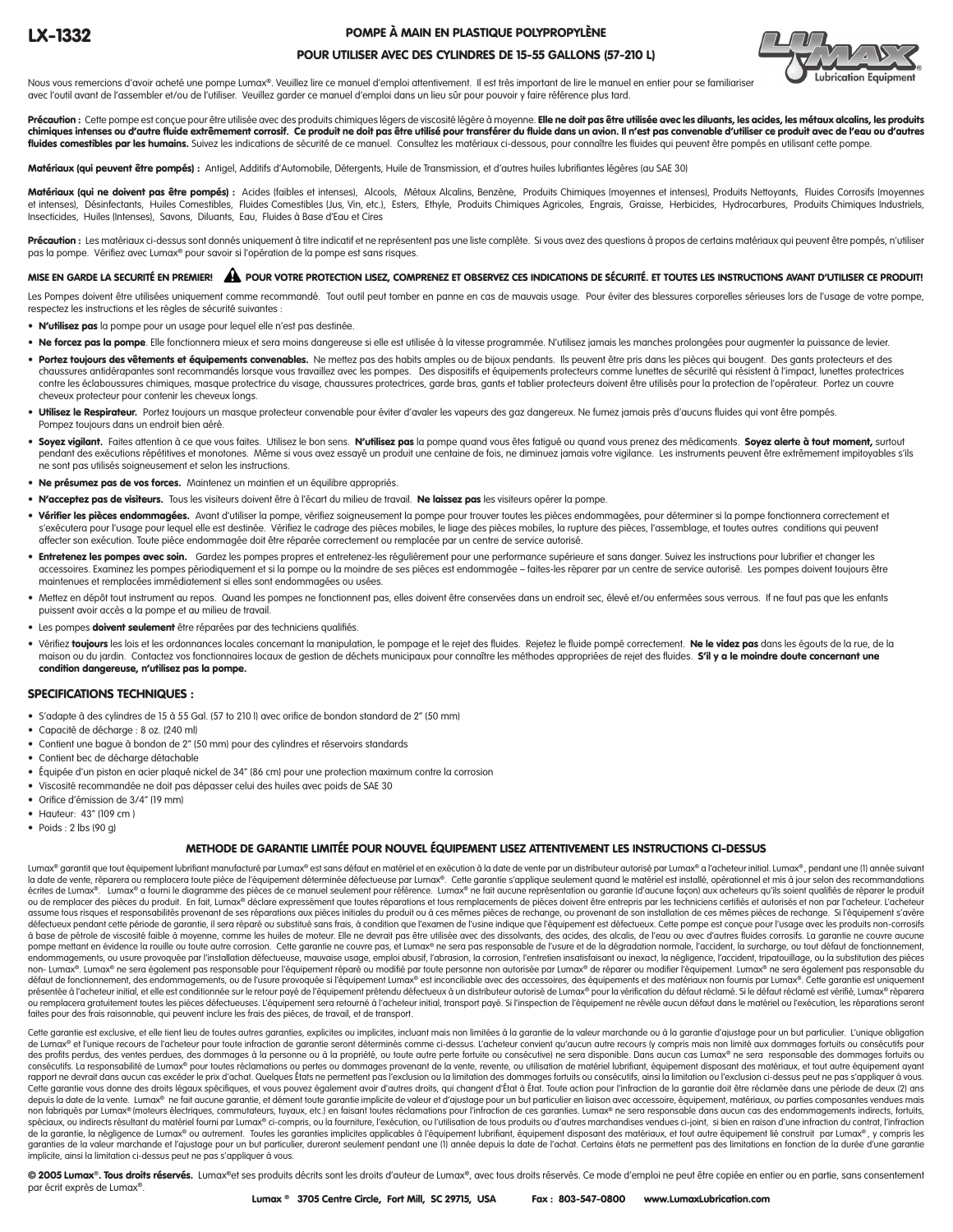# LX-1332

## POMPE À MAIN EN PLASTIQUE POLYPROPYLÈNE

## POUR UTILISER AVEC DES CYLINDRES DE 15-55 GALLONS (57-210 L)

Nous vous remercions d'avoir acheté une pompe Lumax®. Veuillez lire ce manuel d'emploi attentivement. Il est très important de lire le manuel en entier pour se familiariser avec l'outil avant de l'assembler et/ou de l'utiliser. Veuillez garder ce manuel d'emploi dans un lieu sûr pour pouvoir y faire référence plus tard.

**Précaution :** Cette pompe est conçue pour être utilisée avec des produits chimiques légers de viscosité légère à moyenne. **Elle ne doit pas être utilisée avec les diluants, les acides, les métaux alcalins, les produits chimiques intenses ou d'autre fluide extrêmement corrosif. Ce produit ne doit pas être utilisé pour transférer du fluide dans un avion. Il n'est pas convenable d'utiliser ce produit avec de l'eau ou d'autres fluides comestibles par les humains.** Suivez les indications de sécurité de ce manuel. Consultez les matériaux ci-dessous, pour connaître les fluides qui peuvent être pompés en utilisant cette pompe.

**Matériaux (qui peuvent être pompés) :** Antigel, Additifs d'Automobile, Détergents, Huile de Transmission, et d'autres huiles lubrifiantes légères (au SAE 30)

**Matériaux (qui ne doivent pas être pompés) :** Acides (faibles et intenses), Alcools, Métaux Alcalins, Benzène, Produits Chimiques (moyennes et intenses), Produits Nettoyants, Fluides Corrosifs (moyennes et intenses), Désinfectants, Huiles Comestibles, Fluides Comestibles (Jus, Vin, etc.), Esters, Ethyle, Produits Chimiques Agricoles, Engrais, Graisse, Herbicides, Hydrocarbures, Produits Chimiques Industriels, Insecticides, Huiles (Intenses), Savons, Diluants, Eau, Fluides à Base d'Eau et Cires

**Précaution :** Les matériaux ci-dessus sont donnés uniquement à titre indicatif et ne représentent pas une liste complète. Si vous avez des questions à propos de certains matériaux qui peuvent être pompés, n'utiliser pas la pompe. Vérifiez avec Lumax® pour savoir si l'opération de la pompe est sans risques.

**MISE EN GARDE LA SECURITÉ EN PREMIER! ⚠ POUR VOTRE PROTECTION LISEZ, COMPRENEZ ET OBSERVEZ CES INDICATIONS DE SÉCURITÉ. ET TOUTES LES INSTRUCTIONS AVANT D'UTILISER CE PRODUIT!**

Les Pompes doivent être utilisées uniquement comme recommandé. Tout outil peut tomber en panne en cas de mauvais usage. Pour éviter des blessures corporelles sérieuses lors de l'usage de votre pompe, respectez les instructions et les règles de sécurité suivantes :

- **N'utilisez pas** la pompe pour un usage pour lequel elle n'est pas destinée.
- **Ne forcez pas la pompe**. Elle fonctionnera mieux et sera moins dangereuse si elle est utilisée à la vitesse programmée. N'utilisez jamais les manches prolongées pour augmenter la puissance de levier.
- **Portez toujours des vêtements et équipements convenables.** Ne mettez pas des habits amples ou de bijoux pendants. Ils peuvent être pris dans les pièces qui bougent. Des gants protecteurs et des chaussures antidérapantes sont recommandés lorsque vous travaillez avec les pompes. Des dispositifs et équipements protecteurs comme lunettes de sécurité qui résistent à l'impact, lunettes protectrices contre les éclaboussures chimiques, masque protectrice du visage, chaussures protectrices, garde bras, gants et tablier protecteurs doivent être utilisés pour la protection de l'opérateur. Portez un couvre cheveux protecteur pour contenir les cheveux longs.
- **Utilisez le Respirateur.** Portez toujours un masque protecteur convenable pour éviter d'avaler les vapeurs des gaz dangereux. Ne fumez jamais près d'aucuns fluides qui vont être pompés. Pompez toujours dans un endroit bien aéré.
- **Soyez vigilant.** Faites attention à ce que vous faites. Utilisez le bon sens. **N'utilisez pas** la pompe quand vous êtes fatigué ou quand vous prenez des médicaments. **Soyez alerte à tout moment,** surtout pendant des exécutions répétitives et monotones. Même si vous avez essayé un produit une centaine de fois, ne diminuez jamais votre vigilance. Les instruments peuvent être extrêmement impitoyables s'ils ne sont pas utilisés soigneusement et selon les instructions.
- **Ne présumez pas de vos forces.** Maintenez un maintien et un équilibre appropriés.
- **N'acceptez pas de visiteurs.** Tous les visiteurs doivent être à l'écart du milieu de travail. **Ne laissez pas** les visiteurs opérer la pompe.
- **Vérifier les pièces endommagées.** Avant d'utiliser la pompe, vérifiez soigneusement la pompe pour trouver toutes les pièces endommagées, pour déterminer si la pompe fonctionnera correctement et s'exécutera pour l'usage pour lequel elle est destinée. Vérifiez le cadrage des pièces mobiles, le liage des pièces mobiles, la rupture des pièces, l'assemblage, et toutes autres conditions qui peuvent affecter son exécution. Toute pièce endommagée doit être réparée correctement ou remplacée par un centre de service autorisé.
- **Entretenez les pompes avec soin.** Gardez les pompes propres et entretenez-les régulièrement pour une performance supérieure et sans danger. Suivez les instructions pour lubrifier et changer les accessoires. Examinez les pompes périodiquement et si la pompe ou la moindre de ses pièces est endommagée – faites-les réparer par un centre de service autorisé. Les pompes doivent toujours être maintenues et remplacées immédiatement si elles sont endommagées ou usées.
- Mettez en dépôt tout instrument au repos. Quand les pompes ne fonctionnent pas, elles doivent être conservées dans un endroit sec, élevé et/ou enfermées sous verrous. Il ne faut pas que les enfants puissent avoir accès à la pompe et au milieu de travail.
- Les pompes **doivent seulement** être réparées par des techniciens qualifiés.
- Vérifiez **toujours** les lois et les ordonnances locales concernant la manipulation, le pompage et le rejet des fluides. Rejetez le fluide pompé correctement. **Ne le videz pas** dans les égouts de la rue, de la maison ou du jardin. Contactez vos fonctionnaires locaux de gestion de déchets municipaux pour connaître les méthodes appropriées de rejet des fluides. **S'il y a le moindre doute concernant une condition dangereuse, n'utilisez pas la pompe.**

## SPECIFICATIONS TECHNIQUES :

- S'adapte à des cylindres de 15 à 55 Gal. (57 to 210 l) avec orifice de bondon standard de 2" (50 mm)
- Capacité de décharge : 8 oz. (240 ml)
- Contient une bague à bondon de 2" (50 mm) pour des cylindres et réservoirs standards
- Contient bec de décharge détachable
- Équipée d'un piston en acier plaqué nickel de 34" (86 cm) pour une protection maximum contre la corrosion
- Viscosité recommandée ne doit pas dépasser celui des huiles avec poids de SAE 30
- Orifice d'émission de 3/4" (19 mm)
- Hauteur: 43" (109 cm )
- Poids : 2 lbs (90 g)

### METHODE DE GARANTIE LIMITÉE POUR NOUVEL ÉQUIPEMENT LISEZ ATTENTIVEMENT LES INSTRUCTIONS CI-DESSUS

Lumax® garantit que tout équipement lubrifiant manufacturé par Lumax® est sans défaut en matériel et en exécution à la date de vente par un distributeur autorisé par Lumax® à l'acheteur initial. Lumax®, pendant une (1) année suivant la date de vente, réparera ou remplacera toute pièce de l'équipement déterminée défectueuse par Lumax®. Cette garantie s'applique seulement quand le matériel est installé, opérationnel et mis à jour selon des recommandations écrites de Lumax®. Lumax® a fourni le diagramme des pièces de ce manuel seulement pour référence. Lumax® ne fait aucune représentation ou garantie (d'aucune façon) aux acheteurs qu'ils soient qualifiés de réparer le produit ou de remplacer des pièces du produit. En fait, Lumax® déclare expressément que toutes réparations et tous remplacements de pièces doivent être entrepris par les techniciens certifiés et autorisés et non par l'acheteur. L'acheteur assume tous risques et responsabilités provenant de ses réparations aux pièces initiales du produit ou à ces mêmes pièces de rechange, ou provenant de son installation de ces mêmes pièces de rechange. Si l'équipement s'avère défectueux pendant cette période de garantie, il sera réparé ou substitué sans frais, à condition que l'examen de l'usine indique que l'équipement est défectueux. Cette pompe est conçue pour l'usage avec les produits non-corrosifs à base de pétrole de viscosité faible à moyenne, comme les huiles de moteur. Elle ne devrait pas être utilisée avec des dissolvants, des acides, des alcalis, de l'eau ou avec d'autres fluides corrosifs. La garantie ne couvre aucune pompe mettant en évidence la rouille ou toute autre corrosion. Cette garantie ne couvre pas, et Lumax® ne sera pas responsable de l'usure et de la dégradation normale, l'accident, la surcharge, ou tout défaut de fonctionnement, endommagements, ou usure provoquée par l'installation défectueuse, mauvaise usage, emploi abusif, l'abrasion, la corrosion, l'entretien insatisfaisant ou inexact, la négligence, l'accident, tripatouillage, ou la substitution des pièces non- Lumax®. Lumax® ne sera également pas responsable pour l'équipement réparé ou modifié par toute personne non autorisée par Lumax® de réparer ou modifier l'équipement. Lumax® ne sera également pas responsable du défaut de fonctionnement, des endommagements, ou de l'usure provoquée si l'équipement Lumax® est inconciliable avec des accessoires, des équipements et des matériaux non fournis par Lumax®. Cette garantie est uniquement présentée à l'acheteur initial, et elle est conditionnée sur le retour payé de l'équipement prétendu défectueux à un distributeur autorisé de Lumax® pour la vérification du défaut réclamé. Si le défaut réclamé est vérifié, Lumax® réparera ou remplacera gratuitement toutes les pièces défectueuses. L'équipement sera retourné à l'acheteur initial, transport payé. Si l'inspection de l'équipement ne révèle aucun défaut dans le matériel ou l'exécution, les réparations seront faites pour des frais raisonnable, qui peuvent inclure les frais des pièces, de travail, et de transport.

Cette garantie est exclusive, et elle tient lieu de toutes autres garanties, explicites ou implicites, incluant mais non limitées à la garantie de la valeur marchande ou à la garantie d'ajustage pour un but particulier. L'unique obligation de Lumax® et l'unique recours de l'acheteur pour toute infraction de garantie seront déterminés comme ci-dessus. L'acheteur convient qu'aucun autre recours (y compris mais non limité aux dommages fortuits ou consécutifs pour des profits perdus, des ventes perdues, des dommages à la personne ou à la propriété, ou toute autre perte fortuite ou consécutive) ne sera disponible. Dans aucun cas Lumax® ne sera responsable des dommages fortuits ou consécutifs. La responsabilité de Lumax® pour toutes réclamations ou pertes ou dommages provenant de la vente, revente, ou utilisation de matériel lubrifiant, équipement disposant des matériaux, et tout autre équipement ayant rapport ne devrait dans aucun cas excéder le prix d'achat. Quelques États ne permettent pas l'exclusion ou la limitation des dommages fortuits ou consécutifs, ainsi la limitation ou l'exclusion ci-dessus peut ne pas s'appliquer à vous. Cette garantie vous donne des droits légaux spécifiques, et vous pouvez également avoir d'autres droits, qui changent d'État à État. Toute action pour l'infraction de la garantie doit être réclamée dans une période de deux (2) ans depuis la date de la vente. Lumax® ne fait aucune garantie, et dément toute garantie implicite de valeur et d'ajustage pour un but particulier en liaison avec accessoire, équipement, matériaux, ou parties composantes vendues mais non fabriqués par Lumax® (moteurs électriques, commutateurs, tuyaux, etc.) en faisant toutes réclamations pour l'infraction de ces garanties. Lumax® ne sera responsable dans aucun cas des endommagements indirects, fortuits, spéciaux, ou indirects résultant du matériel fourni par Lumax® ci-compris, ou la fourniture, l'exécution, ou l'utilisation de tous produits ou d'autres marchandises vendues ci-joint, si bien en raison d'une infraction du contrat, l'infraction de la garantie, la négligence de Lumax® ou autrement. Toutes les garanties implicites applicables à l'équipement lubrifiant, équipement disposant des matériaux, et tout autre équipement lié construit par Lumax®, y compris les garanties de la valeur marchande et l'ajustage pour un but particulier, dureront seulement pendant une (1) année depuis la date de l'achat. Certains états ne permettent pas des limitations en fonction de la durée d'une garantie implicite, ainsi la limitation ci-dessus peut ne pas s'appliquer à vous.

**© 2005 Lumax®. Tous droits réservés.** Lumax®et ses produits décrits sont les droits d'auteur de Lumax®, avec tous droits réservés. Ce mode d'emploi ne peut être copiée en entier ou en partie, sans consentement par écrit exprès de Lumax®.

**Lumax ® 3705 Centre Circle, Fort Mill, SC 29715, USA Fax : 803-547-0800 www.LumaxLubrication.com**